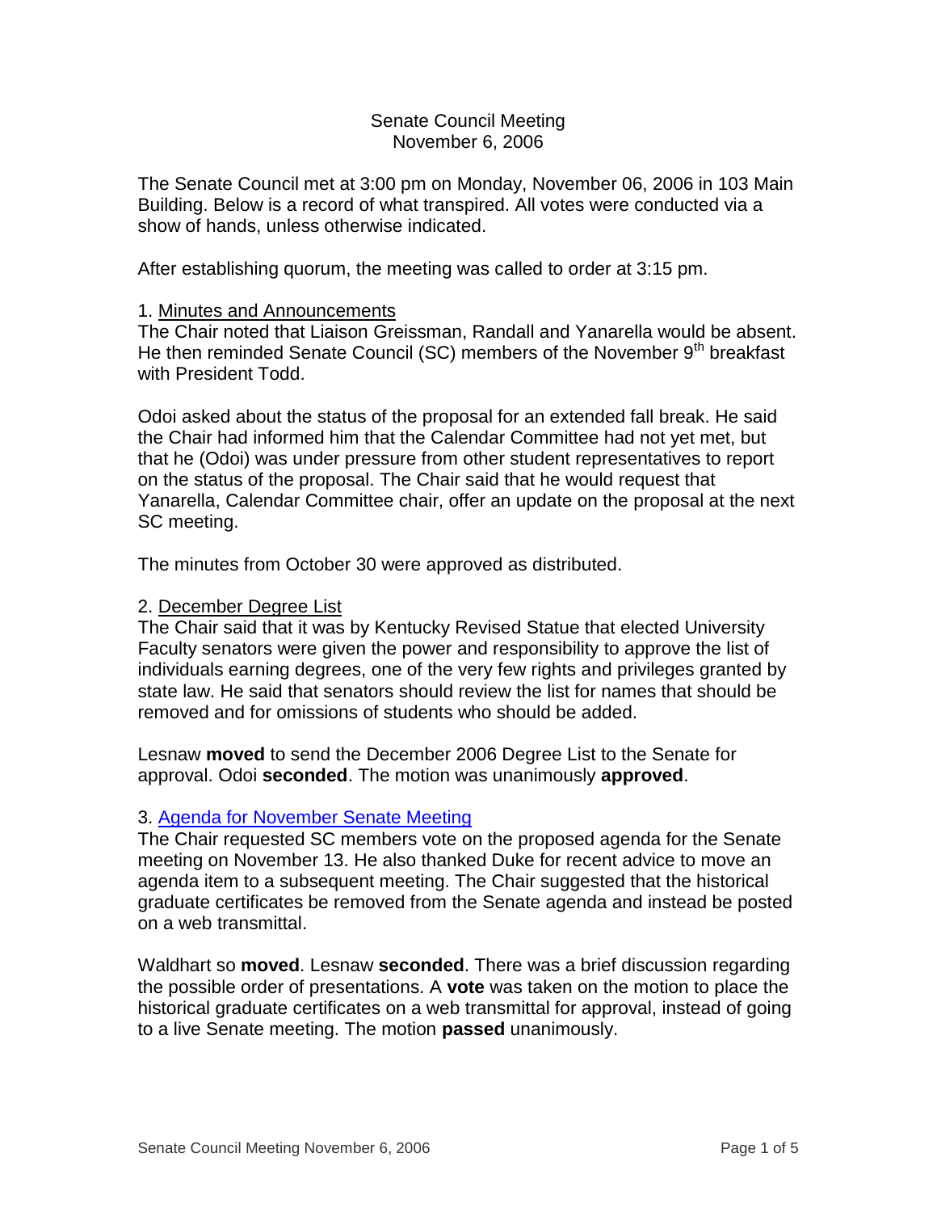Senate Council Meeting
November 6, 2006

The Senate Council met at 3:00 pm on Monday, November 06, 2006 in 103 Main Building. Below is a record of what transpired. All votes were conducted via a show of hands, unless otherwise indicated.

After establishing quorum, the meeting was called to order at 3:15 pm.

1. Minutes and Announcements

The Chair noted that Liaison Greissman, Randall and Yanarella would be absent. He then reminded Senate Council (SC) members of the November 9th breakfast with President Todd.

Odoi asked about the status of the proposal for an extended fall break. He said the Chair had informed him that the Calendar Committee had not yet met, but that he (Odoi) was under pressure from other student representatives to report on the status of the proposal. The Chair said that he would request that Yanarella, Calendar Committee chair, offer an update on the proposal at the next SC meeting.

The minutes from October 30 were approved as distributed.

2. December Degree List

The Chair said that it was by Kentucky Revised Statue that elected University Faculty senators were given the power and responsibility to approve the list of individuals earning degrees, one of the very few rights and privileges granted by state law. He said that senators should review the list for names that should be removed and for omissions of students who should be added.

Lesnaw **moved** to send the December 2006 Degree List to the Senate for approval. Odoi **seconded**. The motion was unanimously **approved**.

3. Agenda for November Senate Meeting

The Chair requested SC members vote on the proposed agenda for the Senate meeting on November 13. He also thanked Duke for recent advice to move an agenda item to a subsequent meeting. The Chair suggested that the historical graduate certificates be removed from the Senate agenda and instead be posted on a web transmittal.

Waldhart so **moved**. Lesnaw **seconded**. There was a brief discussion regarding the possible order of presentations. A **vote** was taken on the motion to place the historical graduate certificates on a web transmittal for approval, instead of going to a live Senate meeting. The motion **passed** unanimously.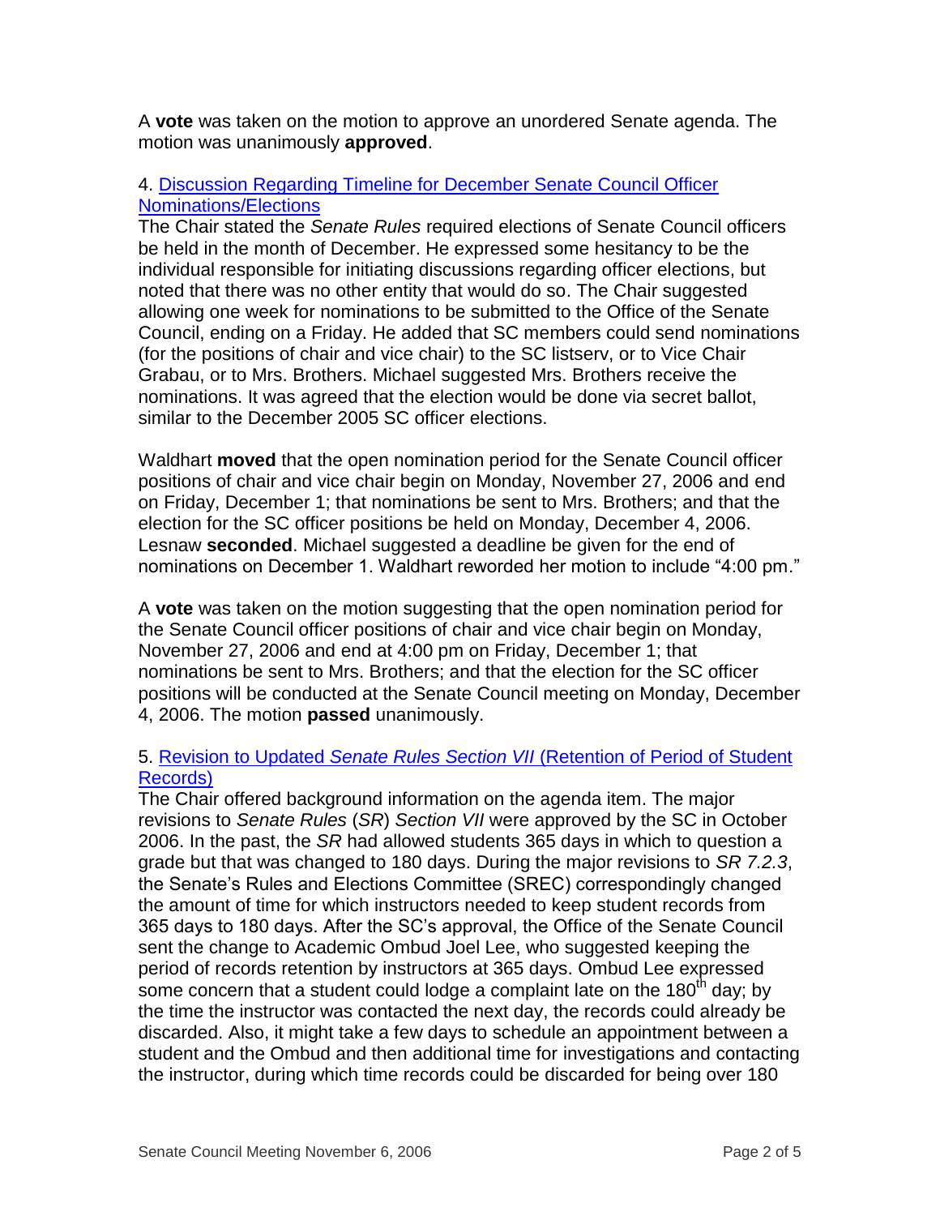A **vote** was taken on the motion to approve an unordered Senate agenda. The motion was unanimously **approved**.

4. Discussion Regarding Timeline for December Senate Council Officer Nominations/Elections

The Chair stated the *Senate Rules* required elections of Senate Council officers be held in the month of December. He expressed some hesitancy to be the individual responsible for initiating discussions regarding officer elections, but noted that there was no other entity that would do so. The Chair suggested allowing one week for nominations to be submitted to the Office of the Senate Council, ending on a Friday. He added that SC members could send nominations (for the positions of chair and vice chair) to the SC listserv, or to Vice Chair Grabau, or to Mrs. Brothers. Michael suggested Mrs. Brothers receive the nominations. It was agreed that the election would be done via secret ballot, similar to the December 2005 SC officer elections.

Waldhart **moved** that the open nomination period for the Senate Council officer positions of chair and vice chair begin on Monday, November 27, 2006 and end on Friday, December 1; that nominations be sent to Mrs. Brothers; and that the election for the SC officer positions be held on Monday, December 4, 2006. Lesnaw **seconded**. Michael suggested a deadline be given for the end of nominations on December 1. Waldhart reworded her motion to include "4:00 pm."

A **vote** was taken on the motion suggesting that the open nomination period for the Senate Council officer positions of chair and vice chair begin on Monday, November 27, 2006 and end at 4:00 pm on Friday, December 1; that nominations be sent to Mrs. Brothers; and that the election for the SC officer positions will be conducted at the Senate Council meeting on Monday, December 4, 2006. The motion **passed** unanimously.

5. Revision to Updated *Senate Rules Section VII* (Retention of Period of Student Records)

The Chair offered background information on the agenda item. The major revisions to *Senate Rules* (*SR*) *Section VII* were approved by the SC in October 2006. In the past, the *SR* had allowed students 365 days in which to question a grade but that was changed to 180 days. During the major revisions to *SR 7.2.3*, the Senate's Rules and Elections Committee (SREC) correspondingly changed the amount of time for which instructors needed to keep student records from 365 days to 180 days. After the SC's approval, the Office of the Senate Council sent the change to Academic Ombud Joel Lee, who suggested keeping the period of records retention by instructors at 365 days. Ombud Lee expressed some concern that a student could lodge a complaint late on the 180th day; by the time the instructor was contacted the next day, the records could already be discarded. Also, it might take a few days to schedule an appointment between a student and the Ombud and then additional time for investigations and contacting the instructor, during which time records could be discarded for being over 180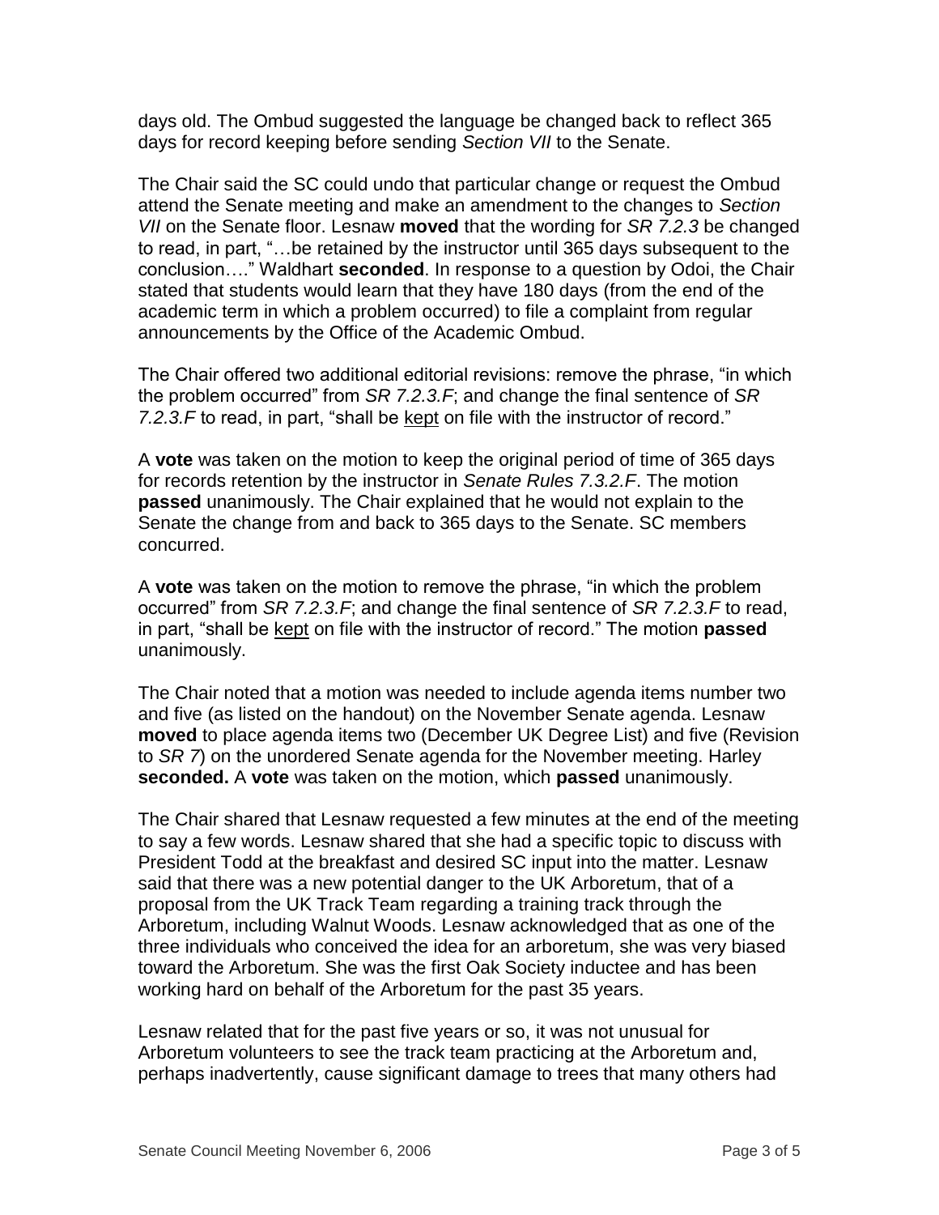days old. The Ombud suggested the language be changed back to reflect 365 days for record keeping before sending *Section VII* to the Senate.

The Chair said the SC could undo that particular change or request the Ombud attend the Senate meeting and make an amendment to the changes to *Section VII* on the Senate floor. Lesnaw **moved** that the wording for *SR 7.2.3* be changed to read, in part, "…be retained by the instructor until 365 days subsequent to the conclusion…." Waldhart **seconded**. In response to a question by Odoi, the Chair stated that students would learn that they have 180 days (from the end of the academic term in which a problem occurred) to file a complaint from regular announcements by the Office of the Academic Ombud.

The Chair offered two additional editorial revisions: remove the phrase, "in which the problem occurred" from *SR 7.2.3.F*; and change the final sentence of *SR 7.2.3.F* to read, in part, "shall be <u>kept</u> on file with the instructor of record."

A **vote** was taken on the motion to keep the original period of time of 365 days for records retention by the instructor in *Senate Rules 7.3.2.F*. The motion **passed** unanimously. The Chair explained that he would not explain to the Senate the change from and back to 365 days to the Senate. SC members concurred.

A **vote** was taken on the motion to remove the phrase, "in which the problem occurred" from *SR 7.2.3.F*; and change the final sentence of *SR 7.2.3.F* to read, in part, "shall be <u>kept</u> on file with the instructor of record." The motion **passed** unanimously.

The Chair noted that a motion was needed to include agenda items number two and five (as listed on the handout) on the November Senate agenda. Lesnaw **moved** to place agenda items two (December UK Degree List) and five (Revision to *SR 7*) on the unordered Senate agenda for the November meeting. Harley **seconded.** A **vote** was taken on the motion, which **passed** unanimously.

The Chair shared that Lesnaw requested a few minutes at the end of the meeting to say a few words. Lesnaw shared that she had a specific topic to discuss with President Todd at the breakfast and desired SC input into the matter. Lesnaw said that there was a new potential danger to the UK Arboretum, that of a proposal from the UK Track Team regarding a training track through the Arboretum, including Walnut Woods. Lesnaw acknowledged that as one of the three individuals who conceived the idea for an arboretum, she was very biased toward the Arboretum. She was the first Oak Society inductee and has been working hard on behalf of the Arboretum for the past 35 years.

Lesnaw related that for the past five years or so, it was not unusual for Arboretum volunteers to see the track team practicing at the Arboretum and, perhaps inadvertently, cause significant damage to trees that many others had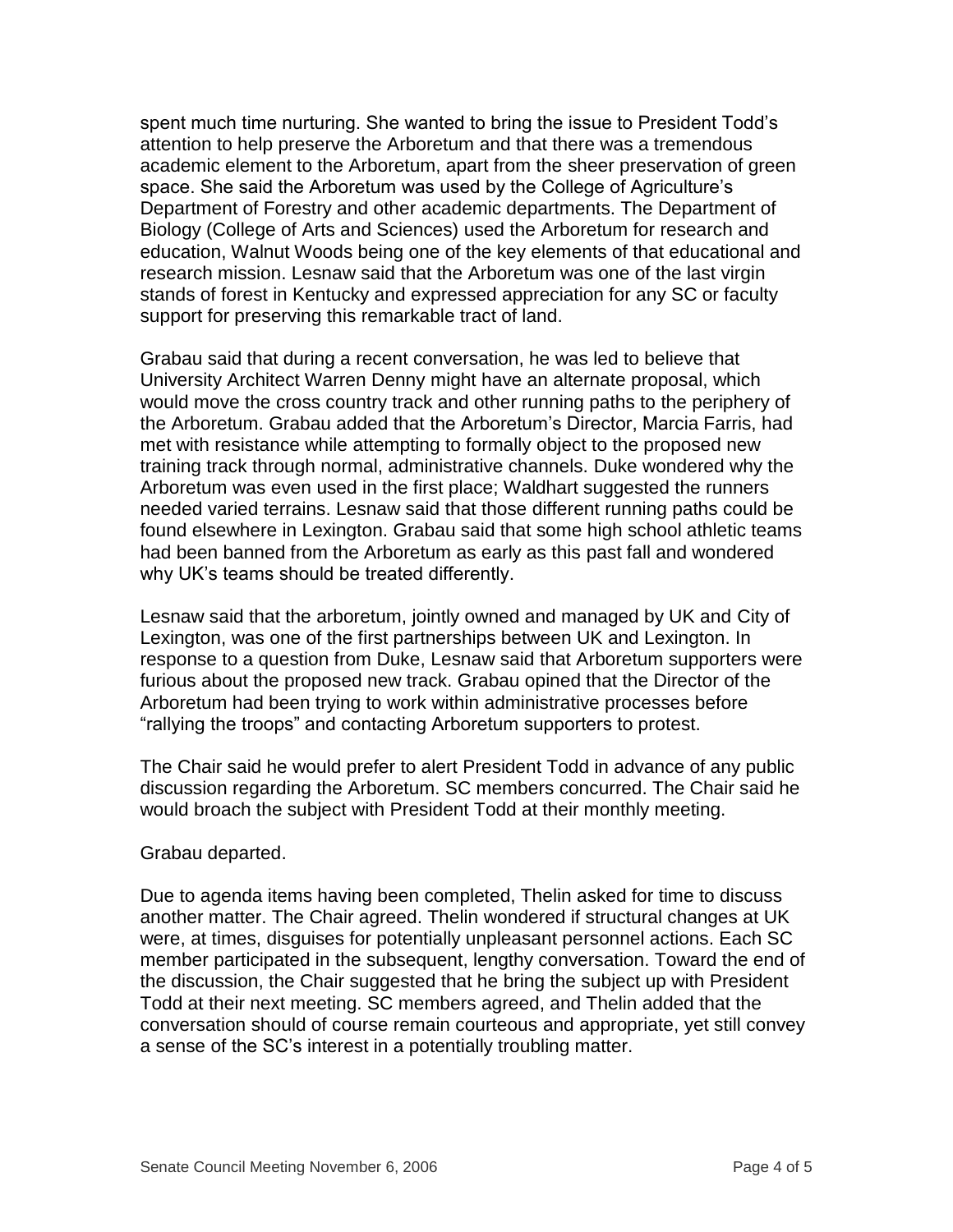spent much time nurturing. She wanted to bring the issue to President Todd's attention to help preserve the Arboretum and that there was a tremendous academic element to the Arboretum, apart from the sheer preservation of green space. She said the Arboretum was used by the College of Agriculture's Department of Forestry and other academic departments. The Department of Biology (College of Arts and Sciences) used the Arboretum for research and education, Walnut Woods being one of the key elements of that educational and research mission. Lesnaw said that the Arboretum was one of the last virgin stands of forest in Kentucky and expressed appreciation for any SC or faculty support for preserving this remarkable tract of land.

Grabau said that during a recent conversation, he was led to believe that University Architect Warren Denny might have an alternate proposal, which would move the cross country track and other running paths to the periphery of the Arboretum. Grabau added that the Arboretum's Director, Marcia Farris, had met with resistance while attempting to formally object to the proposed new training track through normal, administrative channels. Duke wondered why the Arboretum was even used in the first place; Waldhart suggested the runners needed varied terrains. Lesnaw said that those different running paths could be found elsewhere in Lexington. Grabau said that some high school athletic teams had been banned from the Arboretum as early as this past fall and wondered why UK's teams should be treated differently.

Lesnaw said that the arboretum, jointly owned and managed by UK and City of Lexington, was one of the first partnerships between UK and Lexington. In response to a question from Duke, Lesnaw said that Arboretum supporters were furious about the proposed new track. Grabau opined that the Director of the Arboretum had been trying to work within administrative processes before "rallying the troops" and contacting Arboretum supporters to protest.

The Chair said he would prefer to alert President Todd in advance of any public discussion regarding the Arboretum. SC members concurred. The Chair said he would broach the subject with President Todd at their monthly meeting.

Grabau departed.

Due to agenda items having been completed, Thelin asked for time to discuss another matter. The Chair agreed. Thelin wondered if structural changes at UK were, at times, disguises for potentially unpleasant personnel actions. Each SC member participated in the subsequent, lengthy conversation. Toward the end of the discussion, the Chair suggested that he bring the subject up with President Todd at their next meeting. SC members agreed, and Thelin added that the conversation should of course remain courteous and appropriate, yet still convey a sense of the SC's interest in a potentially troubling matter.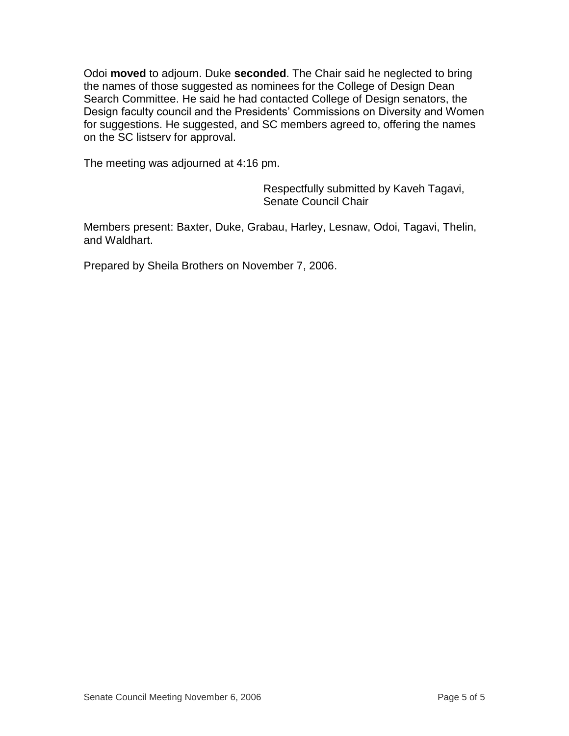Odoi **moved** to adjourn. Duke **seconded**. The Chair said he neglected to bring the names of those suggested as nominees for the College of Design Dean Search Committee. He said he had contacted College of Design senators, the Design faculty council and the Presidents' Commissions on Diversity and Women for suggestions. He suggested, and SC members agreed to, offering the names on the SC listserv for approval.

The meeting was adjourned at 4:16 pm.

Respectfully submitted by Kaveh Tagavi,
Senate Council Chair

Members present: Baxter, Duke, Grabau, Harley, Lesnaw, Odoi, Tagavi, Thelin, and Waldhart.

Prepared by Sheila Brothers on November 7, 2006.